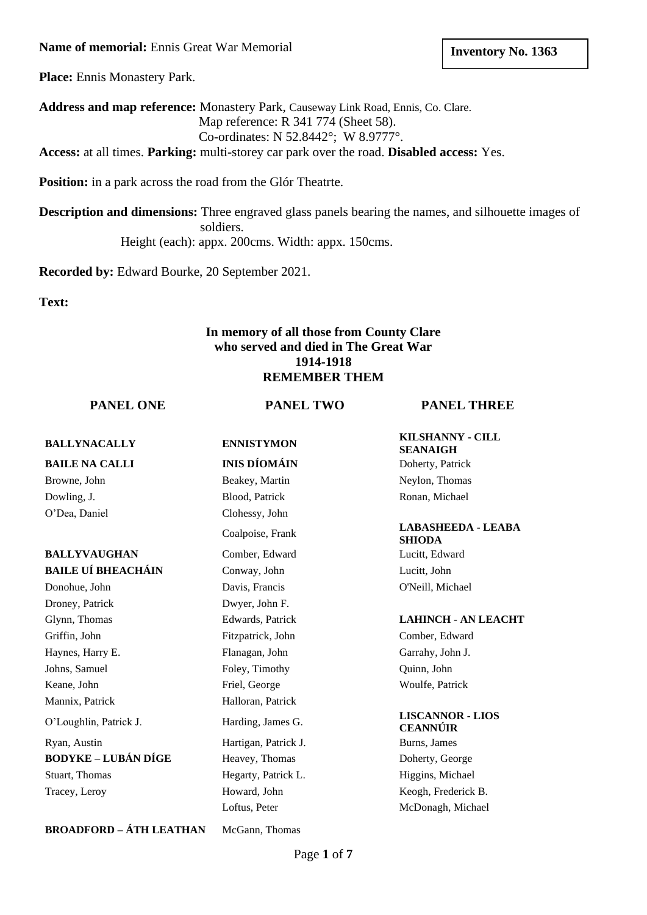**Name of memorial:** Ennis Great War Memorial

**Inventory No. 1363**

**Place:** Ennis Monastery Park.

**Address and map reference:** Monastery Park, Causeway Link Road, Ennis, Co. Clare.
Map reference: R 341 774 (Sheet 58).
Co-ordinates: N 52.8442°; W 8.9777°.

**Access:** at all times. **Parking:** multi-storey car park over the road. **Disabled access:** Yes.

**Position:** in a park across the road from the Glór Theatrte.

**Description and dimensions:** Three engraved glass panels bearing the names, and silhouette images of soldiers.
Height (each): appx. 200cms. Width: appx. 150cms.

**Recorded by:** Edward Bourke, 20 September 2021.

**Text:**

**In memory of all those from County Clare**
**who served and died in The Great War**
**1914-1918**
**REMEMBER THEM**

**PANEL ONE**

**BALLYNACALLY**
**BAILE NA CALLI**
Browne, John
Dowling, J.
O'Dea, Daniel

**BALLYVAUGHAN**
**BAILE UÍ BHEACHÁIN**
Donohue, John
Droney, Patrick
Glynn, Thomas
Griffin, John
Haynes, Harry E.
Johns, Samuel
Keane, John
Mannix, Patrick
O'Loughlin, Patrick J.
Ryan, Austin

**BODYKE – LUBÁN DÍGE**
Stuart, Thomas
Tracey, Leroy

**BROADFORD – ÁTH LEATHAN**

**PANEL TWO**

**ENNISTYMON**
**INIS DÍOMÁIN**
Beakey, Martin
Blood, Patrick
Clohessy, John
Coalpoise, Frank
Comber, Edward
Conway, John
Davis, Francis
Dwyer, John F.
Edwards, Patrick
Fitzpatrick, John
Flanagan, John
Foley, Timothy
Friel, George
Halloran, Patrick
Harding, James G.
Hartigan, Patrick J.
Heavey, Thomas
Hegarty, Patrick L.
Howard, John
Loftus, Peter
McGann, Thomas

**PANEL THREE**

**KILSHANNY - CILL SEANAIGH**
Doherty, Patrick
Neylon, Thomas
Ronan, Michael

**LABASHEEDA - LEABA SHIODA**
Lucitt, Edward
Lucitt, John
O'Neill, Michael

**LAHINCH - AN LEACHT**
Comber, Edward
Garrahy, John J.
Quinn, John
Woulfe, Patrick

**LISCANNOR - LIOS CEANNÚIR**
Burns, James
Doherty, George
Higgins, Michael
Keogh, Frederick B.
McDonagh, Michael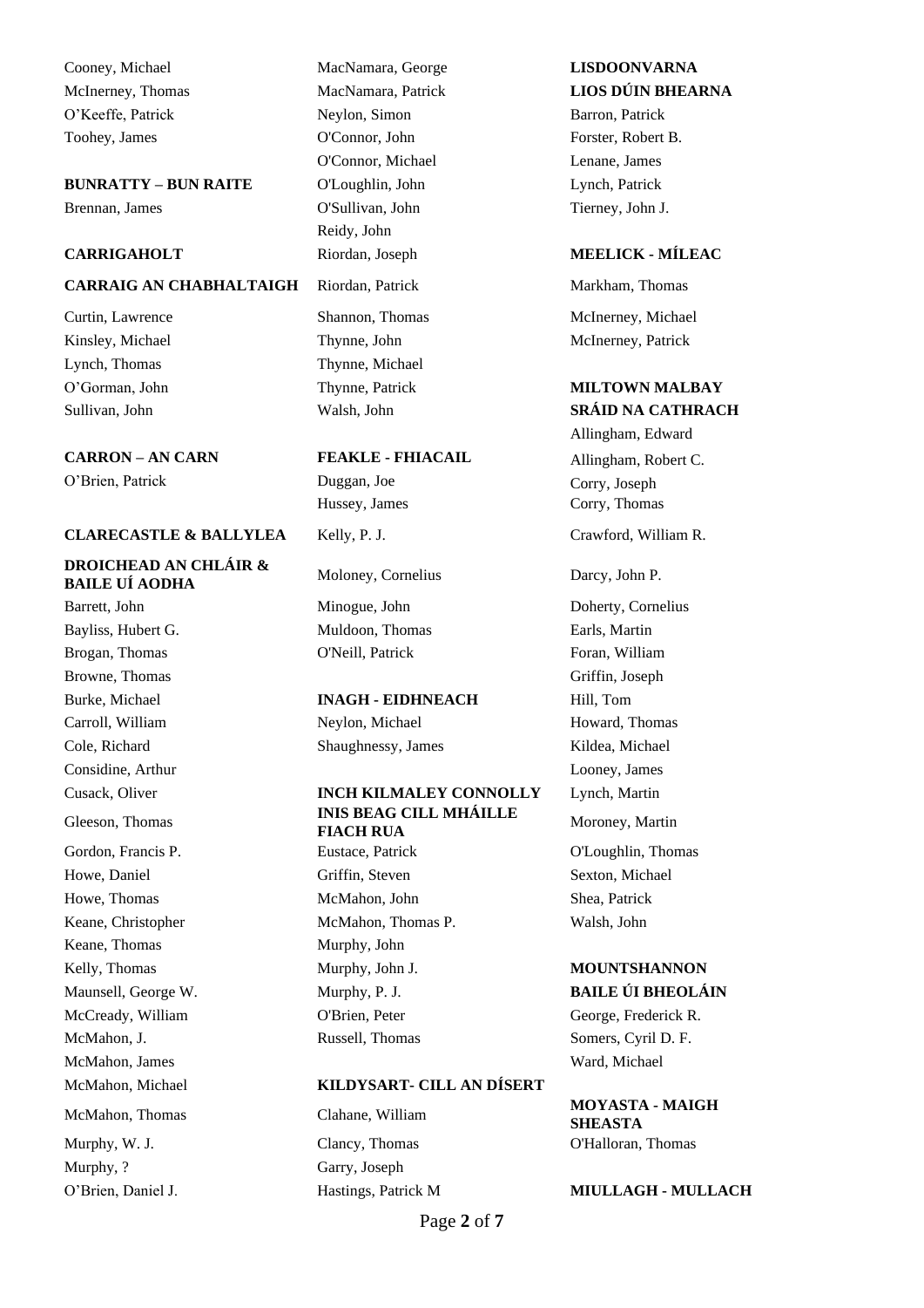Cooney, Michael
McInerney, Thomas
O'Keeffe, Patrick
Toohey, James

**BUNRATTY – BUN RAITE**

Brennan, James

**CARRIGAHOLT**

**CARRAIG AN CHABHALTAIGH**

Curtin, Lawrence
Kinsley, Michael
Lynch, Thomas
O'Gorman, John
Sullivan, John

**CARRON – AN CARN**

O'Brien, Patrick

**CLARECASTLE & BALLYLEA**

**DROICHEAD AN CHLÁIR & BAILE UÍ AODHA**

Barrett, John
Bayliss, Hubert G.
Brogan, Thomas
Browne, Thomas
Burke, Michael
Carroll, William
Cole, Richard
Considine, Arthur
Cusack, Oliver
Gleeson, Thomas
Gordon, Francis P.
Howe, Daniel
Howe, Thomas
Keane, Christopher
Keane, Thomas
Kelly, Thomas
Maunsell, George W.
McCready, William
McMahon, J.
McMahon, James
McMahon, Michael
McMahon, Thomas
Murphy, W. J.
Murphy, ?
O'Brien, Daniel J.
MacNamara, George
MacNamara, Patrick
Neylon, Simon
O'Connor, John
O'Connor, Michael
O'Loughlin, John
O'Sullivan, John
Reidy, John
Riordan, Joseph
Riordan, Patrick
Shannon, Thomas
Thynne, John
Thynne, Michael
Thynne, Patrick
Walsh, John

**FEAKLE - FHIACAIL**

Duggan, Joe
Hussey, James
Kelly, P. J.
Moloney, Cornelius
Minogue, John
Muldoon, Thomas
O'Neill, Patrick

**INAGH - EIDHNEACH**

Neylon, Michael
Shaughnessy, James

**INCH KILMALEY CONNOLLY**

**INIS BEAG CILL MHÁILLE FIACH RUA**

Eustace, Patrick
Griffin, Steven
McMahon, John
McMahon, Thomas P.
Murphy, John
Murphy, John J.
Murphy, P. J.
O'Brien, Peter
Russell, Thomas

**KILDYSART- CILL AN DÍSERT**

Clahane, William
Clancy, Thomas
Garry, Joseph
Hastings, Patrick M

**LISDOONVARNA**

**LIOS DÚIN BHEARNA**

Barron, Patrick
Forster, Robert B.
Lenane, James
Lynch, Patrick
Tierney, John J.

**MEELICK - MÍLEAC**

Markham, Thomas
McInerney, Michael
McInerney, Patrick

**MILTOWN MALBAY**

**SRÁID NA CATHRACH**

Allingham, Edward
Allingham, Robert C.
Corry, Joseph
Corry, Thomas
Crawford, William R.
Darcy, John P.
Doherty, Cornelius
Earls, Martin
Foran, William
Griffin, Joseph
Hill, Tom
Howard, Thomas
Kildea, Michael
Looney, James
Lynch, Martin
Moroney, Martin
O'Loughlin, Thomas
Sexton, Michael
Shea, Patrick
Walsh, John

**MOUNTSHANNON**

**BAILE ÚI BHEOLÁIN**

George, Frederick R.
Somers, Cyril D. F.
Ward, Michael

**MOYASTA - MAIGH SHEASTA**

O'Halloran, Thomas

**MIULLAGH - MULLACH**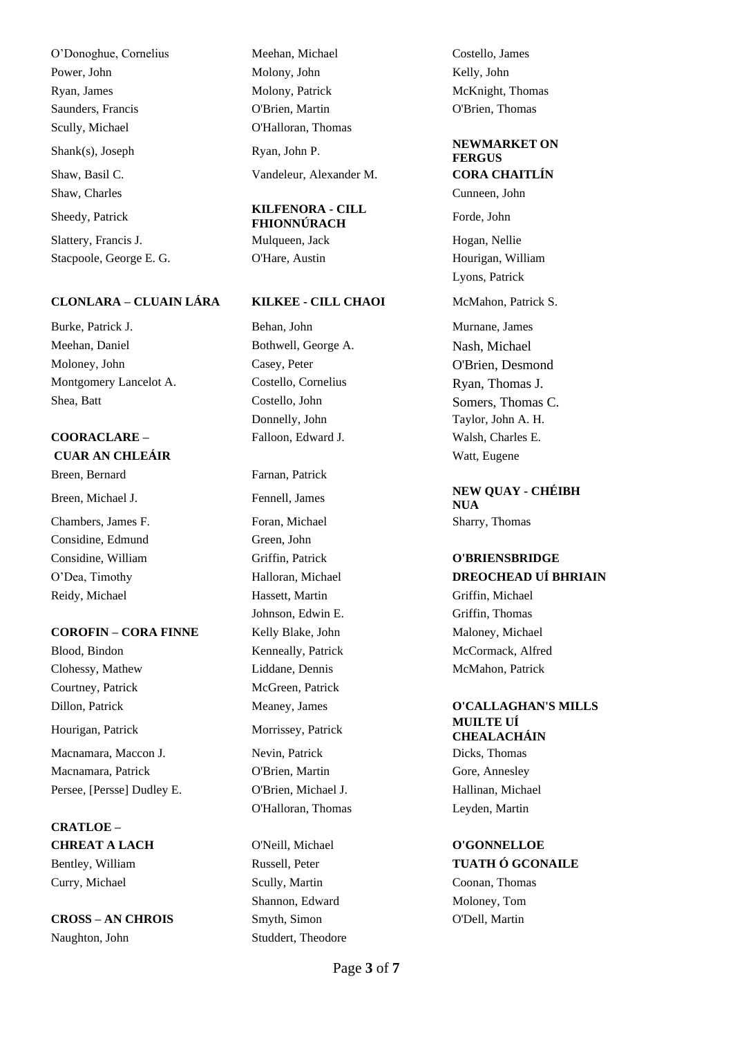O'Donoghue, Cornelius
Power, John
Ryan, James
Saunders, Francis
Scully, Michael
Shank(s), Joseph
Shaw, Basil C.
Shaw, Charles
Sheedy, Patrick
Slattery, Francis J.
Stacpoole, George E. G.

**CLONLARA – CLUAIN LÁRA**

Burke, Patrick J.
Meehan, Daniel
Moloney, John
Montgomery Lancelot A.
Shea, Batt

**COORACLARE – CUAR AN CHLEÁIR**

Breen, Bernard
Breen, Michael J.
Chambers, James F.
Considine, Edmund
Considine, William
O'Dea, Timothy
Reidy, Michael

**COROFIN – CORA FINNE**

Blood, Bindon
Clohessy, Mathew
Courtney, Patrick
Dillon, Patrick
Hourigan, Patrick
Macnamara, Maccon J.
Macnamara, Patrick
Persee, [Persse] Dudley E.

**CRATLOE – CHREAT A LACH**

Bentley, William
Curry, Michael

**CROSS – AN CHROIS**

Naughton, John

Meehan, Michael
Molony, John
Molony, Patrick
O'Brien, Martin
O'Halloran, Thomas
Ryan, John P.
Vandeleur, Alexander M.

**KILFENORA - CILL FHIONNÚRACH**

Mulqueen, Jack
O'Hare, Austin

**KILKEE - CILL CHAOI**

Behan, John
Bothwell, George A.
Casey, Peter
Costello, Cornelius
Costello, John
Donnelly, John
Falloon, Edward J.
Farnan, Patrick
Fennell, James
Foran, Michael
Green, John
Griffin, Patrick
Halloran, Michael
Hassett, Martin
Johnson, Edwin E.
Kelly Blake, John
Kenneally, Patrick
Liddane, Dennis
McGreen, Patrick
Meaney, James
Morrissey, Patrick
Nevin, Patrick
O'Brien, Martin
O'Brien, Michael J.
O'Halloran, Thomas
O'Neill, Michael
Russell, Peter
Scully, Martin
Shannon, Edward
Smyth, Simon
Studdert, Theodore

Costello, James
Kelly, John
McKnight, Thomas
O'Brien, Thomas

**NEWMARKET ON FERGUS CORA CHAITLÍN**

Cunneen, John
Forde, John
Hogan, Nellie
Hourigan, William
Lyons, Patrick
McMahon, Patrick S.
Murnane, James
Nash, Michael
O'Brien, Desmond
Ryan, Thomas J.
Somers, Thomas C.
Taylor, John A. H.
Walsh, Charles E.
Watt, Eugene

**NEW QUAY - CHÉIBH NUA**

Sharry, Thomas

**O'BRIENSBRIDGE DREOCHEAD UÍ BHRIAIN**

Griffin, Michael
Griffin, Thomas
Maloney, Michael
McCormack, Alfred
McMahon, Patrick

**O'CALLAGHAN'S MILLS MUILTE UÍ CHEALACHÁIN**

Dicks, Thomas
Gore, Annesley
Hallinan, Michael
Leyden, Martin

**O'GONNELLOE TUATH Ó GCONAILE**

Coonan, Thomas
Moloney, Tom
O'Dell, Martin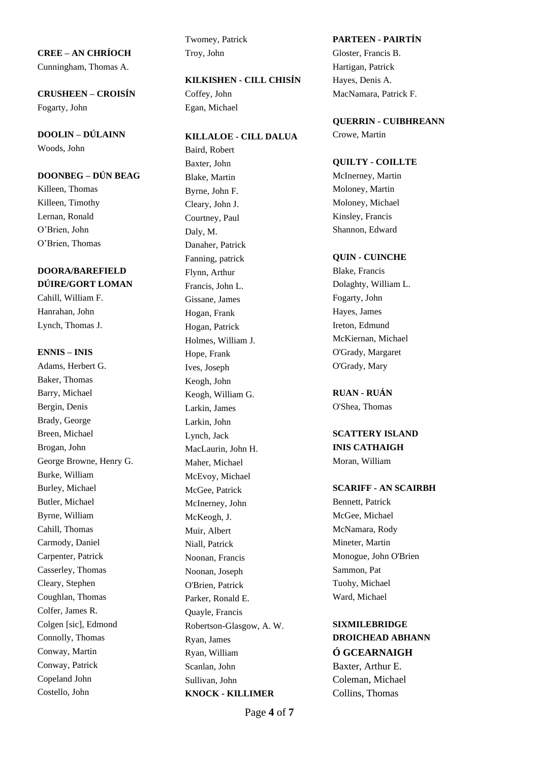**CREE – AN CHRÍOCH**

Cunningham, Thomas A.

**CRUSHEEN – CROISÍN**

Fogarty, John

**DOOLIN – DÚLAINN**

Woods, John

**DOONBEG – DÚN BEAG**

Killeen, Thomas
Killeen, Timothy
Lernan, Ronald
O'Brien, John
O'Brien, Thomas

**DOORA/BAREFIELD DÚIRE/GORT LOMAN**

Cahill, William F.
Hanrahan, John
Lynch, Thomas J.

**ENNIS – INIS**

Adams, Herbert G.
Baker, Thomas
Barry, Michael
Bergin, Denis
Brady, George
Breen, Michael
Brogan, John
George Browne, Henry G.
Burke, William
Burley, Michael
Butler, Michael
Byrne, William
Cahill, Thomas
Carmody, Daniel
Carpenter, Patrick
Casserley, Thomas
Cleary, Stephen
Coughlan, Thomas
Colfer, James R.
Colgen [sic], Edmond
Connolly, Thomas
Conway, Martin
Conway, Patrick
Copeland John
Costello, John
Twomey, Patrick
Troy, John

**KILKISHEN - CILL CHISÍN**

Coffey, John
Egan, Michael

**KILLALOE - CILL DALUA**

Baird, Robert
Baxter, John
Blake, Martin
Byrne, John F.
Cleary, John J.
Courtney, Paul
Daly, M.
Danaher, Patrick
Fanning, patrick
Flynn, Arthur
Francis, John L.
Gissane, James
Hogan, Frank
Hogan, Patrick
Holmes, William J.
Hope, Frank
Ives, Joseph
Keogh, John
Keogh, William G.
Larkin, James
Larkin, John
Lynch, Jack
MacLaurin, John H.
Maher, Michael
McEvoy, Michael
McGee, Patrick
McInerney, John
McKeogh, J.
Muir, Albert
Niall, Patrick
Noonan, Francis
Noonan, Joseph
O'Brien, Patrick
Parker, Ronald E.
Quayle, Francis
Robertson-Glasgow, A. W.
Ryan, James
Ryan, William
Scanlan, John
Sullivan, John

**KNOCK - KILLIMER**

**PARTEEN - PAIRTÍN**

Gloster, Francis B.
Hartigan, Patrick
Hayes, Denis A.
MacNamara, Patrick F.

**QUERRIN - CUIBHREANN**

Crowe, Martin

**QUILTY - COILLTE**

McInerney, Martin
Moloney, Martin
Moloney, Michael
Kinsley, Francis
Shannon, Edward

**QUIN - CUINCHE**

Blake, Francis
Dolaghty, William L.
Fogarty, John
Hayes, James
Ireton, Edmund
McKiernan, Michael
O'Grady, Margaret
O'Grady, Mary

**RUAN - RUÁN**

O'Shea, Thomas

**SCATTERY ISLAND INIS CATHAIGH**

Moran, William

**SCARIFF - AN SCAIRBH**

Bennett, Patrick
McGee, Michael
McNamara, Rody
Mineter, Martin
Monogue, John O'Brien
Sammon, Pat
Tuohy, Michael
Ward, Michael

**SIXMILEBRIDGE DROICHEAD ABHANN Ó GCEARNAIGH**

Baxter, Arthur E.
Coleman, Michael
Collins, Thomas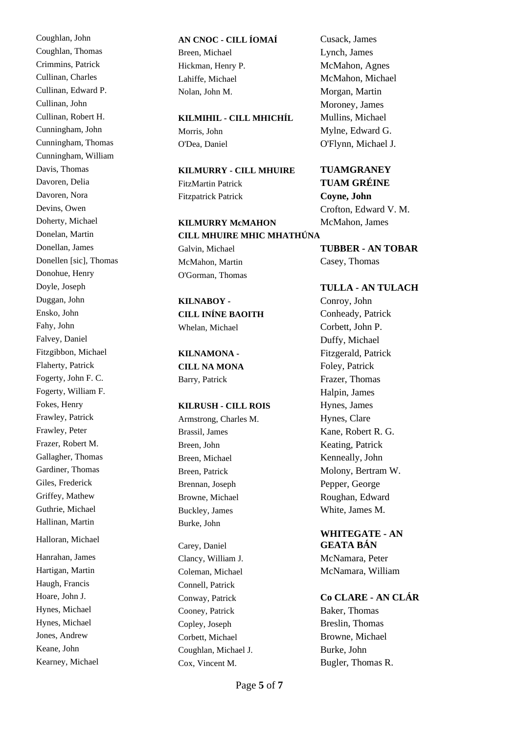Coughlan, John
Coughlan, Thomas
Crimmins, Patrick
Cullinan, Charles
Cullinan, Edward P.
Cullinan, John
Cullinan, Robert H.
Cunningham, John
Cunningham, Thomas
Cunningham, William
Davis, Thomas
Davoren, Delia
Davoren, Nora
Devins, Owen
Doherty, Michael
Donelan, Martin
Donellan, James
Donellen [sic], Thomas
Donohue, Henry
Doyle, Joseph
Duggan, John
Ensko, John
Fahy, John
Falvey, Daniel
Fitzgibbon, Michael
Flaherty, Patrick
Fogerty, John F. C.
Fogerty, William F.
Fokes, Henry
Frawley, Patrick
Frawley, Peter
Frazer, Robert M.
Gallagher, Thomas
Gardiner, Thomas
Giles, Frederick
Griffey, Mathew
Guthrie, Michael
Hallinan, Martin
Halloran, Michael
Hanrahan, James
Hartigan, Martin
Haugh, Francis
Hoare, John J.
Hynes, Michael
Hynes, Michael
Jones, Andrew
Keane, John
Kearney, Michael

**AN CNOC - CILL ÍOMAÍ**

Breen, Michael
Hickman, Henry P.
Lahiffe, Michael
Nolan, John M.

**KILMIHIL - CILL MHICHÍL**

Morris, John
O'Dea, Daniel

**KILMURRY - CILL MHUIRE**

FitzMartin Patrick
Fitzpatrick Patrick

**KILMURRY McMAHON CILL MHUIRE MHIC MHATHÚNA**

Galvin, Michael
McMahon, Martin
O'Gorman, Thomas

**KILNABOY - CILL INÍNE BAOITH**

Whelan, Michael

**KILNAMONA - CILL NA MONA**

Barry, Patrick

**KILRUSH - CILL ROIS**

Armstrong, Charles M.
Brassil, James
Breen, John
Breen, Michael
Breen, Patrick
Brennan, Joseph
Browne, Michael
Buckley, James
Burke, John
Carey, Daniel
Clancy, William J.
Coleman, Michael
Connell, Patrick
Conway, Patrick
Cooney, Patrick
Copley, Joseph
Corbett, Michael
Coughlan, Michael J.
Cox, Vincent M.
Cusack, James
Lynch, James
McMahon, Agnes
McMahon, Michael
Morgan, Martin
Moroney, James
Mullins, Michael
Mylne, Edward G.
O'Flynn, Michael J.

**TUAMGRANEY TUAM GRÉINE**

**Coyne, John**
Crofton, Edward V. M.
McMahon, James

**TUBBER - AN TOBAR**

Casey, Thomas

**TULLA - AN TULACH**

Conroy, John
Conheady, Patrick
Corbett, John P.
Duffy, Michael
Fitzgerald, Patrick
Foley, Patrick
Frazer, Thomas
Halpin, James
Hynes, James
Hynes, Clare
Kane, Robert R. G.
Keating, Patrick
Kenneally, John
Molony, Bertram W.
Pepper, George
Roughan, Edward
White, James M.

**WHITEGATE - AN GEATA BÁN**

McNamara, Peter
McNamara, William

**Co CLARE - AN CLÁR**

Baker, Thomas
Breslin, Thomas
Browne, Michael
Burke, John
Bugler, Thomas R.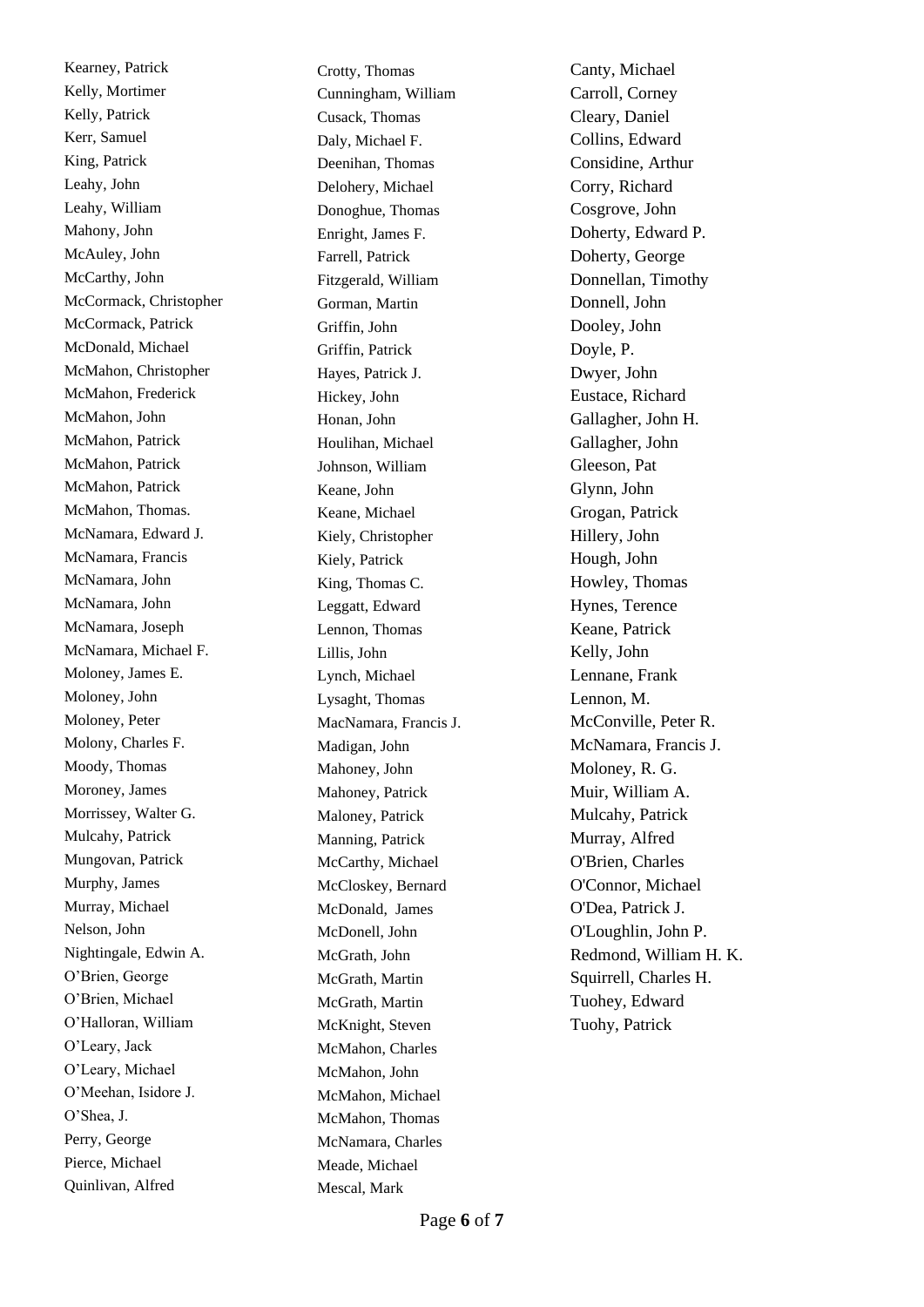Kearney, Patrick
Kelly, Mortimer
Kelly, Patrick
Kerr, Samuel
King, Patrick
Leahy, John
Leahy, William
Mahony, John
McAuley, John
McCarthy, John
McCormack, Christopher
McCormack, Patrick
McDonald, Michael
McMahon, Christopher
McMahon, Frederick
McMahon, John
McMahon, Patrick
McMahon, Patrick
McMahon, Patrick
McMahon, Thomas.
McNamara, Edward J.
McNamara, Francis
McNamara, John
McNamara, John
McNamara, Joseph
McNamara, Michael F.
Moloney, James E.
Moloney, John
Moloney, Peter
Molony, Charles F.
Moody, Thomas
Moroney, James
Morrissey, Walter G.
Mulcahy, Patrick
Mungovan, Patrick
Murphy, James
Murray, Michael
Nelson, John
Nightingale, Edwin A.
O'Brien, George
O'Brien, Michael
O'Halloran, William
O'Leary, Jack
O'Leary, Michael
O'Meehan, Isidore J.
O'Shea, J.
Perry, George
Pierce, Michael
Quinlivan, Alfred

Crotty, Thomas
Cunningham, William
Cusack, Thomas
Daly, Michael F.
Deenihan, Thomas
Delohery, Michael
Donoghue, Thomas
Enright, James F.
Farrell, Patrick
Fitzgerald, William
Gorman, Martin
Griffin, John
Griffin, Patrick
Hayes, Patrick J.
Hickey, John
Honan, John
Houlihan, Michael
Johnson, William
Keane, John
Keane, Michael
Kiely, Christopher
Kiely, Patrick
King, Thomas C.
Leggatt, Edward
Lennon, Thomas
Lillis, John
Lynch, Michael
Lysaght, Thomas
MacNamara, Francis J.
Madigan, John
Mahoney, John
Mahoney, Patrick
Maloney, Patrick
Manning, Patrick
McCarthy, Michael
McCloskey, Bernard
McDonald, James
McDonell, John
McGrath, John
McGrath, Martin
McGrath, Martin
McKnight, Steven
McMahon, Charles
McMahon, John
McMahon, Michael
McMahon, Thomas
McNamara, Charles
Meade, Michael
Mescal, Mark

Canty, Michael
Carroll, Corney
Cleary, Daniel
Collins, Edward
Considine, Arthur
Corry, Richard
Cosgrove, John
Doherty, Edward P.
Doherty, George
Donnellan, Timothy
Donnell, John
Dooley, John
Doyle, P.
Dwyer, John
Eustace, Richard
Gallagher, John H.
Gallagher, John
Gleeson, Pat
Glynn, John
Grogan, Patrick
Hillery, John
Hough, John
Howley, Thomas
Hynes, Terence
Keane, Patrick
Kelly, John
Lennane, Frank
Lennon, M.
McConville, Peter R.
McNamara, Francis J.
Moloney, R. G.
Muir, William A.
Mulcahy, Patrick
Murray, Alfred
O'Brien, Charles
O'Connor, Michael
O'Dea, Patrick J.
O'Loughlin, John P.
Redmond, William H. K.
Squirrell, Charles H.
Tuohey, Edward
Tuohy, Patrick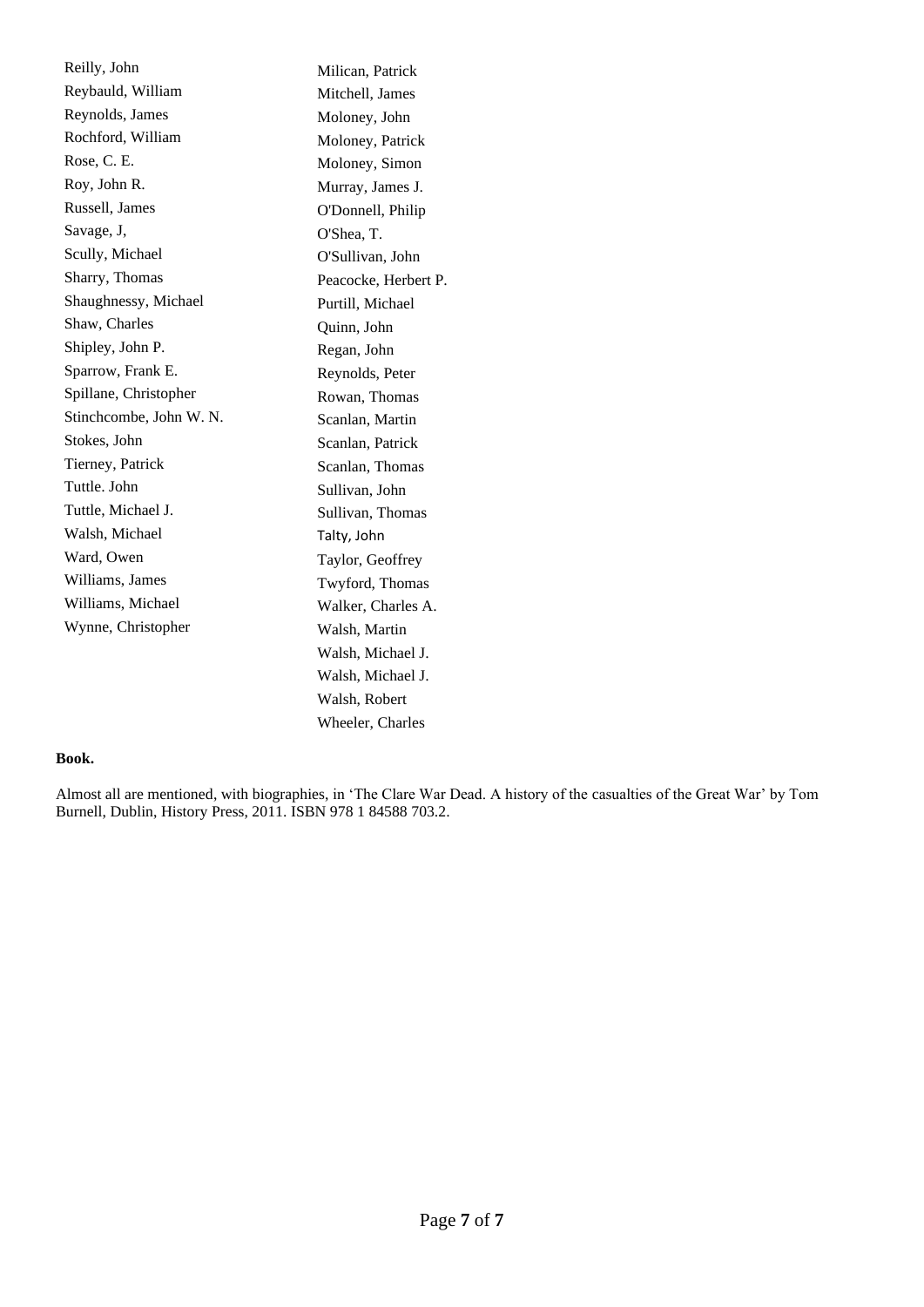Reilly, John
Reybauld, William
Reynolds, James
Rochford, William
Rose, C. E.
Roy, John R.
Russell, James
Savage, J,
Scully, Michael
Sharry, Thomas
Shaughnessy, Michael
Shaw, Charles
Shipley, John P.
Sparrow, Frank E.
Spillane, Christopher
Stinchcombe, John W. N.
Stokes, John
Tierney, Patrick
Tuttle. John
Tuttle, Michael J.
Walsh, Michael
Ward, Owen
Williams, James
Williams, Michael
Wynne, Christopher

Milican, Patrick
Mitchell, James
Moloney, John
Moloney, Patrick
Moloney, Simon
Murray, James J.
O'Donnell, Philip
O'Shea, T.
O'Sullivan, John
Peacocke, Herbert P.
Purtill, Michael
Quinn, John
Regan, John
Reynolds, Peter
Rowan, Thomas
Scanlan, Martin
Scanlan, Patrick
Scanlan, Thomas
Sullivan, John
Sullivan, Thomas
Talty, John
Taylor, Geoffrey
Twyford, Thomas
Walker, Charles A.
Walsh, Martin
Walsh, Michael J.
Walsh, Michael J.
Walsh, Robert
Wheeler, Charles

**Book.**

Almost all are mentioned, with biographies, in 'The Clare War Dead. A history of the casualties of the Great War' by Tom Burnell, Dublin, History Press, 2011. ISBN 978 1 84588 703.2.